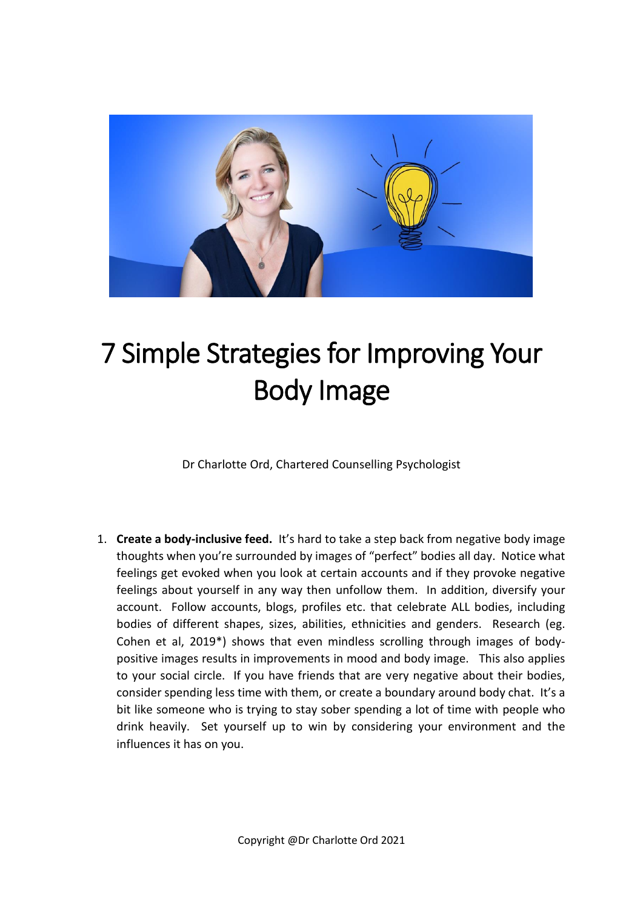# 7 Simple Strategies for Improving Your Body Image

Dr Charlotte Ord, Chartered Counselling Psychologist

1. **Create a body-inclusive feed.** It's hard to take a step back from negative body image thoughts when you're surrounded by images of "perfect" bodies all day. Notice what feelings get evoked when you look at certain accounts and if they provoke negative feelings about yourself in any way then unfollow them. In addition, diversify your account. Follow accounts, blogs, profiles etc. that celebrate ALL bodies, including bodies of different shapes, sizes, abilities, ethnicities and genders. Research (eg. Cohen et al, 2019*) shows that even mindless scrolling through images of body-positive images results in improvements in mood and body image. This also applies to your social circle. If you have friends that are very negative about their bodies, consider spending less time with them, or create a boundary around body chat. It's a bit like someone who is trying to stay sober spending a lot of time with people who drink heavily. Set yourself up to win by considering your environment and the influences it has on you.

Copyright @Dr Charlotte Ord 2021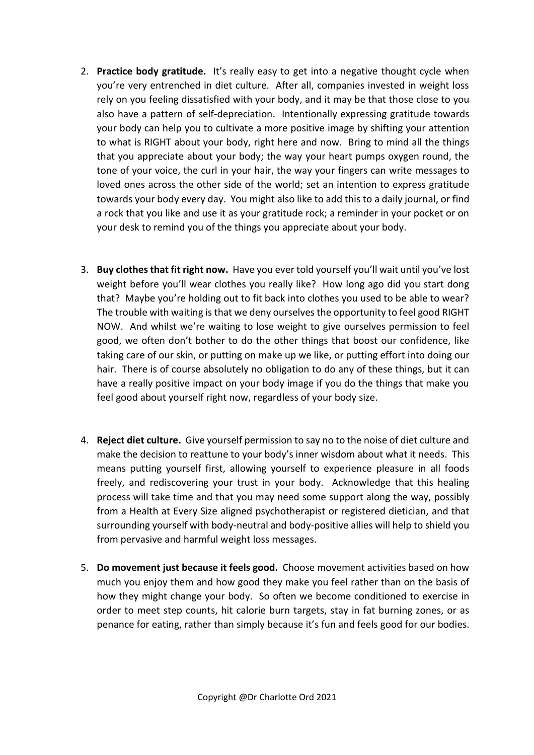2. **Practice body gratitude.** It's really easy to get into a negative thought cycle when you're very entrenched in diet culture. After all, companies invested in weight loss rely on you feeling dissatisfied with your body, and it may be that those close to you also have a pattern of self-depreciation. Intentionally expressing gratitude towards your body can help you to cultivate a more positive image by shifting your attention to what is RIGHT about your body, right here and now. Bring to mind all the things that you appreciate about your body; the way your heart pumps oxygen round, the tone of your voice, the curl in your hair, the way your fingers can write messages to loved ones across the other side of the world; set an intention to express gratitude towards your body every day. You might also like to add this to a daily journal, or find a rock that you like and use it as your gratitude rock; a reminder in your pocket or on your desk to remind you of the things you appreciate about your body.

3. **Buy clothes that fit right now.** Have you ever told yourself you'll wait until you've lost weight before you'll wear clothes you really like? How long ago did you start dong that? Maybe you're holding out to fit back into clothes you used to be able to wear? The trouble with waiting is that we deny ourselves the opportunity to feel good RIGHT NOW. And whilst we're waiting to lose weight to give ourselves permission to feel good, we often don't bother to do the other things that boost our confidence, like taking care of our skin, or putting on make up we like, or putting effort into doing our hair. There is of course absolutely no obligation to do any of these things, but it can have a really positive impact on your body image if you do the things that make you feel good about yourself right now, regardless of your body size.

4. **Reject diet culture.** Give yourself permission to say no to the noise of diet culture and make the decision to reattune to your body's inner wisdom about what it needs. This means putting yourself first, allowing yourself to experience pleasure in all foods freely, and rediscovering your trust in your body. Acknowledge that this healing process will take time and that you may need some support along the way, possibly from a Health at Every Size aligned psychotherapist or registered dietician, and that surrounding yourself with body-neutral and body-positive allies will help to shield you from pervasive and harmful weight loss messages.

5. **Do movement just because it feels good.** Choose movement activities based on how much you enjoy them and how good they make you feel rather than on the basis of how they might change your body. So often we become conditioned to exercise in order to meet step counts, hit calorie burn targets, stay in fat burning zones, or as penance for eating, rather than simply because it's fun and feels good for our bodies.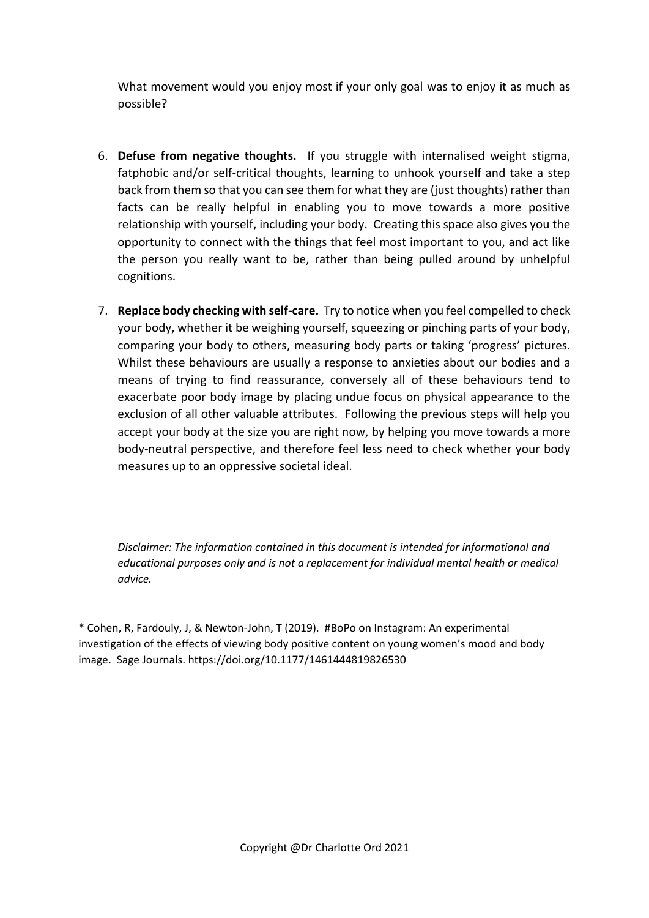What movement would you enjoy most if your only goal was to enjoy it as much as possible?

6. **Defuse from negative thoughts.** If you struggle with internalised weight stigma, fatphobic and/or self-critical thoughts, learning to unhook yourself and take a step back from them so that you can see them for what they are (just thoughts) rather than facts can be really helpful in enabling you to move towards a more positive relationship with yourself, including your body. Creating this space also gives you the opportunity to connect with the things that feel most important to you, and act like the person you really want to be, rather than being pulled around by unhelpful cognitions.

7. **Replace body checking with self-care.** Try to notice when you feel compelled to check your body, whether it be weighing yourself, squeezing or pinching parts of your body, comparing your body to others, measuring body parts or taking 'progress' pictures. Whilst these behaviours are usually a response to anxieties about our bodies and a means of trying to find reassurance, conversely all of these behaviours tend to exacerbate poor body image by placing undue focus on physical appearance to the exclusion of all other valuable attributes. Following the previous steps will help you accept your body at the size you are right now, by helping you move towards a more body-neutral perspective, and therefore feel less need to check whether your body measures up to an oppressive societal ideal.

*Disclaimer: The information contained in this document is intended for informational and educational purposes only and is not a replacement for individual mental health or medical advice.*

* Cohen, R, Fardouly, J, & Newton-John, T (2019). #BoPo on Instagram: An experimental investigation of the effects of viewing body positive content on young women's mood and body image. Sage Journals. https://doi.org/10.1177/1461444819826530

Copyright @Dr Charlotte Ord 2021